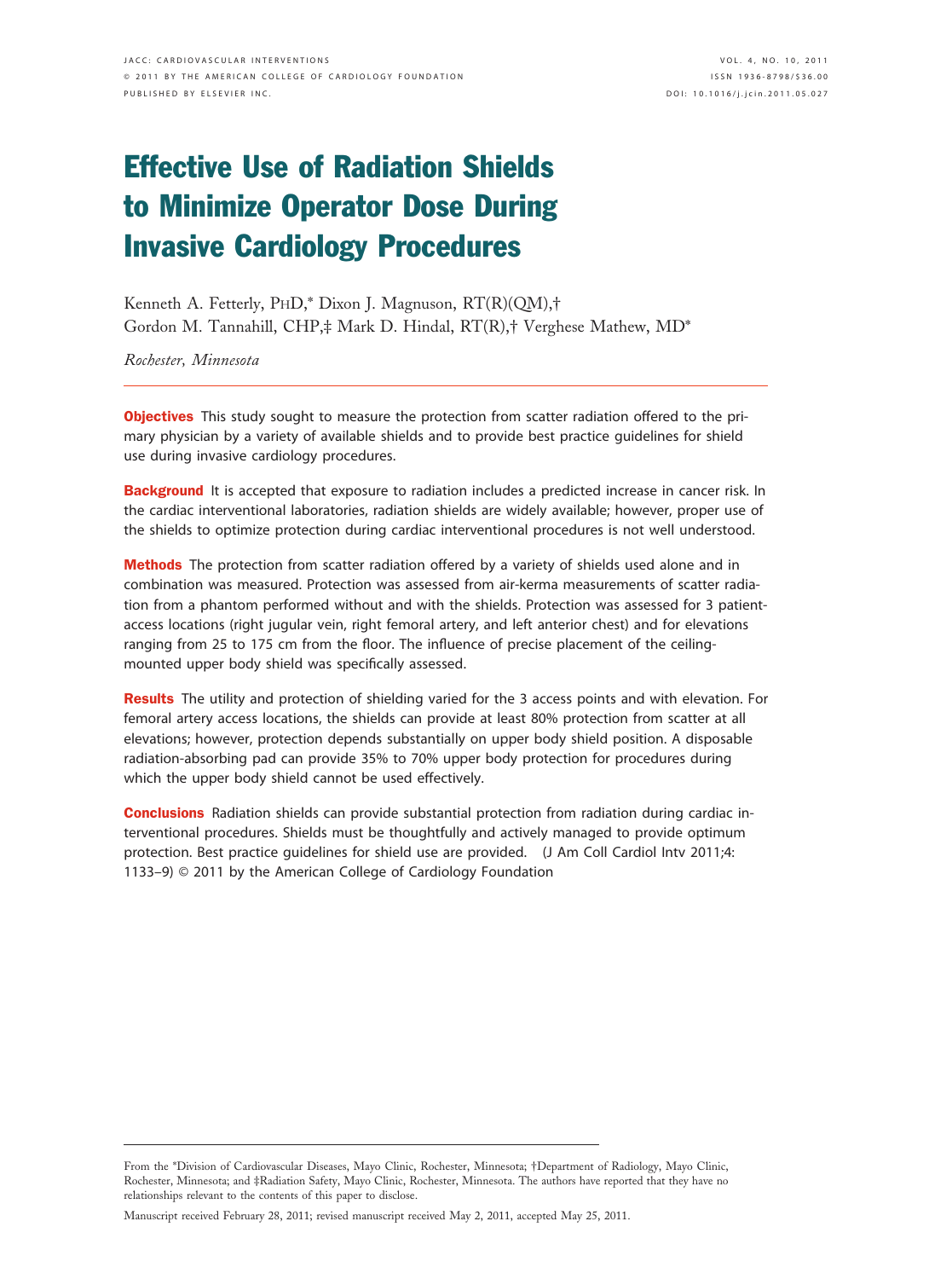# Effective Use of Radiation Shields to Minimize Operator Dose During Invasive Cardiology Procedures

Kenneth A. Fetterly, PhD,* Dixon J. Magnuson, RT(R)(QM),† Gordon M. Tannahill, CHP,‡ Mark D. Hindal, RT(R),† Verghese Mathew, MD*

*Rochester, Minnesota*

**Objectives** This study sought to measure the protection from scatter radiation offered to the primary physician by a variety of available shields and to provide best practice guidelines for shield use during invasive cardiology procedures.

**Background** It is accepted that exposure to radiation includes a predicted increase in cancer risk. In the cardiac interventional laboratories, radiation shields are widely available; however, proper use of the shields to optimize protection during cardiac interventional procedures is not well understood.

**Methods** The protection from scatter radiation offered by a variety of shields used alone and in combination was measured. Protection was assessed from air-kerma measurements of scatter radiation from a phantom performed without and with the shields. Protection was assessed for 3 patient-access locations (right jugular vein, right femoral artery, and left anterior chest) and for elevations ranging from 25 to 175 cm from the floor. The influence of precise placement of the ceiling-mounted upper body shield was specifically assessed.

**Results** The utility and protection of shielding varied for the 3 access points and with elevation. For femoral artery access locations, the shields can provide at least 80% protection from scatter at all elevations; however, protection depends substantially on upper body shield position. A disposable radiation-absorbing pad can provide 35% to 70% upper body protection for procedures during which the upper body shield cannot be used effectively.

**Conclusions** Radiation shields can provide substantial protection from radiation during cardiac interventional procedures. Shields must be thoughtfully and actively managed to provide optimum protection. Best practice guidelines for shield use are provided. (J Am Coll Cardiol Intv 2011;4:1133–9) © 2011 by the American College of Cardiology Foundation

From the *Division of Cardiovascular Diseases, Mayo Clinic, Rochester, Minnesota; †Department of Radiology, Mayo Clinic, Rochester, Minnesota; and ‡Radiation Safety, Mayo Clinic, Rochester, Minnesota. The authors have reported that they have no relationships relevant to the contents of this paper to disclose.

Manuscript received February 28, 2011; revised manuscript received May 2, 2011, accepted May 25, 2011.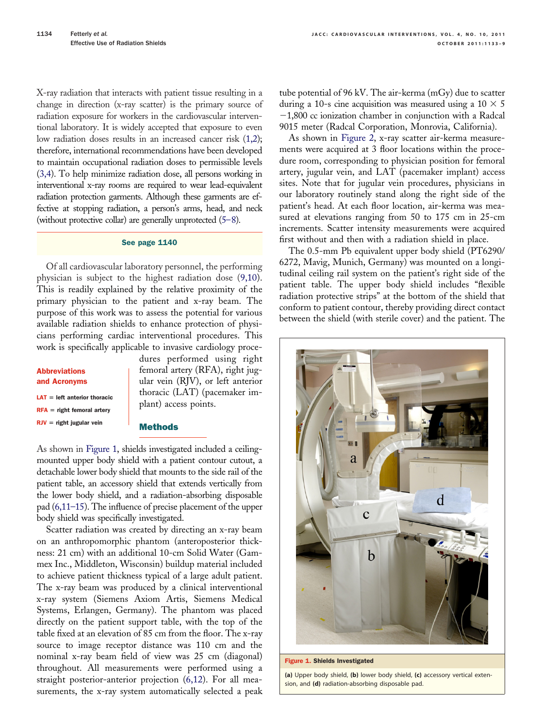X-ray radiation that interacts with patient tissue resulting in a change in direction (x-ray scatter) is the primary source of radiation exposure for workers in the cardiovascular interventional laboratory. It is widely accepted that exposure to even low radiation doses results in an increased cancer risk (1,2); therefore, international recommendations have been developed to maintain occupational radiation doses to permissible levels (3,4). To help minimize radiation dose, all persons working in interventional x-ray rooms are required to wear lead-equivalent radiation protection garments. Although these garments are effective at stopping radiation, a person's arms, head, and neck (without protective collar) are generally unprotected (5–8).

**See page 1140**

Of all cardiovascular laboratory personnel, the performing physician is subject to the highest radiation dose (9,10). This is readily explained by the relative proximity of the primary physician to the patient and x-ray beam. The purpose of this work was to assess the potential for various available radiation shields to enhance protection of physicians performing cardiac interventional procedures. This work is specifically applicable to invasive cardiology procedures performed using right femoral artery (RFA), right jugular vein (RJV), or left anterior thoracic (LAT) (pacemaker implant) access points.

**Abbreviations and Acronyms**

**LAT** = left anterior thoracic

**RFA** = right femoral artery

**RJV** = right jugular vein

## Methods

As shown in Figure 1, shields investigated included a ceiling-mounted upper body shield with a patient contour cutout, a detachable lower body shield that mounts to the side rail of the patient table, an accessory shield that extends vertically from the lower body shield, and a radiation-absorbing disposable pad (6,11–15). The influence of precise placement of the upper body shield was specifically investigated.

Scatter radiation was created by directing an x-ray beam on an anthropomorphic phantom (anteroposterior thickness: 21 cm) with an additional 10-cm Solid Water (Gammex Inc., Middleton, Wisconsin) buildup material included to achieve patient thickness typical of a large adult patient. The x-ray beam was produced by a clinical interventional x-ray system (Siemens Axiom Artis, Siemens Medical Systems, Erlangen, Germany). The phantom was placed directly on the patient support table, with the top of the table fixed at an elevation of 85 cm from the floor. The x-ray source to image receptor distance was 110 cm and the nominal x-ray beam field of view was 25 cm (diagonal) throughout. All measurements were performed using a straight posterior-anterior projection (6,12). For all measurements, the x-ray system automatically selected a peak tube potential of 96 kV. The air-kerma (mGy) due to scatter during a 10-s cine acquisition was measured using a 10 × 5 −1,800 cc ionization chamber in conjunction with a Radcal 9015 meter (Radcal Corporation, Monrovia, California).

As shown in Figure 2, x-ray scatter air-kerma measurements were acquired at 3 floor locations within the procedure room, corresponding to physician position for femoral artery, jugular vein, and LAT (pacemaker implant) access sites. Note that for jugular vein procedures, physicians in our laboratory routinely stand along the right side of the patient's head. At each floor location, air-kerma was measured at elevations ranging from 50 to 175 cm in 25-cm increments. Scatter intensity measurements were acquired first without and then with a radiation shield in place.

The 0.5-mm Pb equivalent upper body shield (PT6290/6272, Mavig, Munich, Germany) was mounted on a longitudinal ceiling rail system on the patient's right side of the patient table. The upper body shield includes "flexible radiation protective strips" at the bottom of the shield that conform to patient contour, thereby providing direct contact between the shield (with sterile cover) and the patient. The

**Figure 1. Shields Investigated**

**(a)** Upper body shield, **(b)** lower body shield, **(c)** accessory vertical extension, and **(d)** radiation-absorbing disposable pad.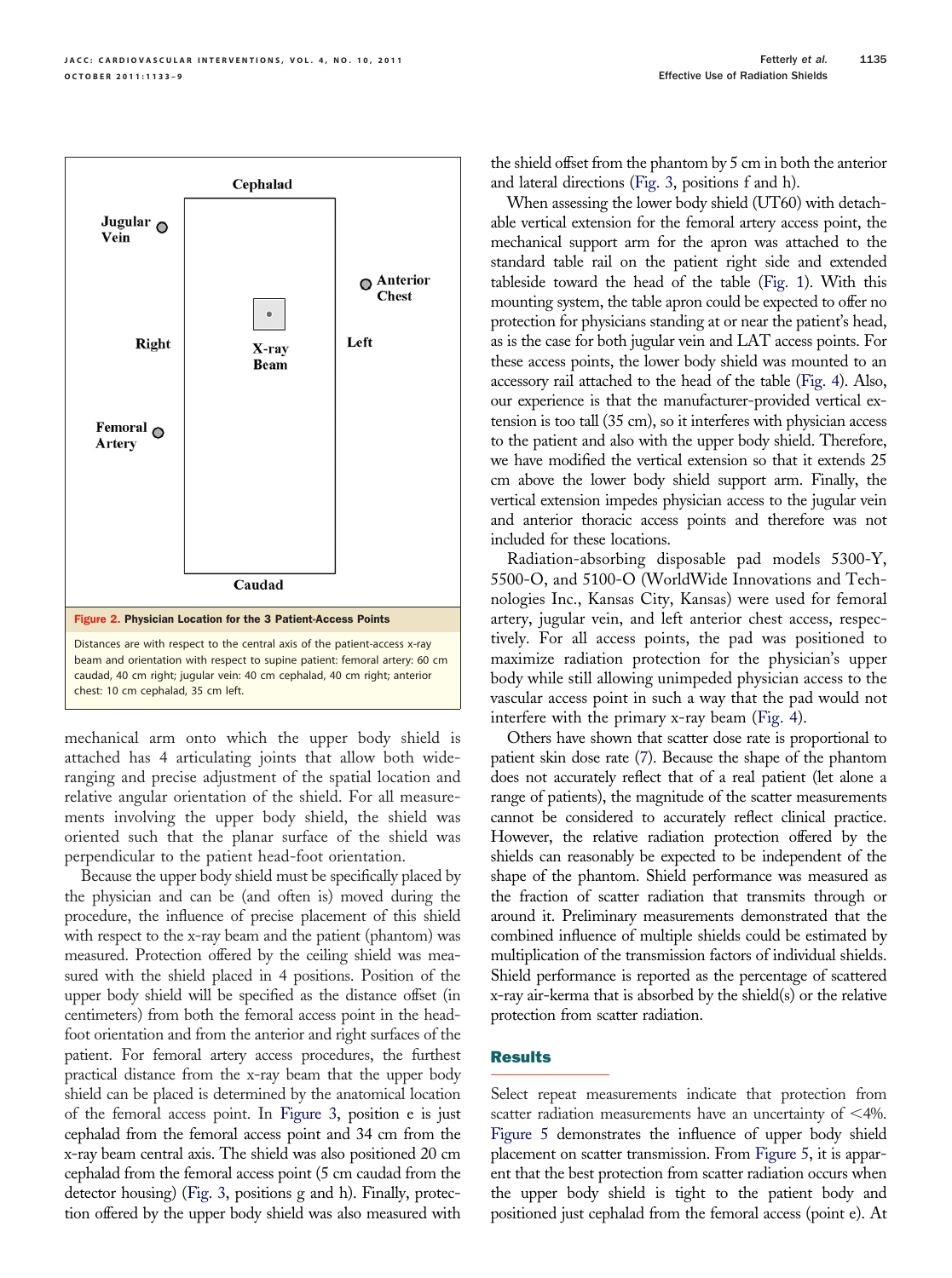Cephalad

Jugular Vein

Anterior Chest

Right

X-ray Beam

Left

Femoral Artery

Caudad

**Figure 2. Physician Location for the 3 Patient-Access Points**

Distances are with respect to the central axis of the patient-access x-ray beam and orientation with respect to supine patient: femoral artery: 60 cm caudad, 40 cm right; jugular vein: 40 cm cephalad, 40 cm right; anterior chest: 10 cm cephalad, 35 cm left.

mechanical arm onto which the upper body shield is attached has 4 articulating joints that allow both wide-ranging and precise adjustment of the spatial location and relative angular orientation of the shield. For all measurements involving the upper body shield, the shield was oriented such that the planar surface of the shield was perpendicular to the patient head-foot orientation.

Because the upper body shield must be specifically placed by the physician and can be (and often is) moved during the procedure, the influence of precise placement of this shield with respect to the x-ray beam and the patient (phantom) was measured. Protection offered by the ceiling shield was measured with the shield placed in 4 positions. Position of the upper body shield will be specified as the distance offset (in centimeters) from both the femoral access point in the head-foot orientation and from the anterior and right surfaces of the patient. For femoral artery access procedures, the furthest practical distance from the x-ray beam that the upper body shield can be placed is determined by the anatomical location of the femoral access point. In Figure 3, position e is just cephalad from the femoral access point and 34 cm from the x-ray beam central axis. The shield was also positioned 20 cm cephalad from the femoral access point (5 cm caudad from the detector housing) (Fig. 3, positions g and h). Finally, protection offered by the upper body shield was also measured with the shield offset from the phantom by 5 cm in both the anterior and lateral directions (Fig. 3, positions f and h).

When assessing the lower body shield (UT60) with detachable vertical extension for the femoral artery access point, the mechanical support arm for the apron was attached to the standard table rail on the patient right side and extended tableside toward the head of the table (Fig. 1). With this mounting system, the table apron could be expected to offer no protection for physicians standing at or near the patient's head, as is the case for both jugular vein and LAT access points. For these access points, the lower body shield was mounted to an accessory rail attached to the head of the table (Fig. 4). Also, our experience is that the manufacturer-provided vertical extension is too tall (35 cm), so it interferes with physician access to the patient and also with the upper body shield. Therefore, we have modified the vertical extension so that it extends 25 cm above the lower body shield support arm. Finally, the vertical extension impedes physician access to the jugular vein and anterior thoracic access points and therefore was not included for these locations.

Radiation-absorbing disposable pad models 5300-Y, 5500-O, and 5100-O (WorldWide Innovations and Technologies Inc., Kansas City, Kansas) were used for femoral artery, jugular vein, and left anterior chest access, respectively. For all access points, the pad was positioned to maximize radiation protection for the physician's upper body while still allowing unimpeded physician access to the vascular access point in such a way that the pad would not interfere with the primary x-ray beam (Fig. 4).

Others have shown that scatter dose rate is proportional to patient skin dose rate (7). Because the shape of the phantom does not accurately reflect that of a real patient (let alone a range of patients), the magnitude of the scatter measurements cannot be considered to accurately reflect clinical practice. However, the relative radiation protection offered by the shields can reasonably be expected to be independent of the shape of the phantom. Shield performance was measured as the fraction of scatter radiation that transmits through or around it. Preliminary measurements demonstrated that the combined influence of multiple shields could be estimated by multiplication of the transmission factors of individual shields. Shield performance is reported as the percentage of scattered x-ray air-kerma that is absorbed by the shield(s) or the relative protection from scatter radiation.

## Results

Select repeat measurements indicate that protection from scatter radiation measurements have an uncertainty of <4%. Figure 5 demonstrates the influence of upper body shield placement on scatter transmission. From Figure 5, it is apparent that the best protection from scatter radiation occurs when the upper body shield is tight to the patient body and positioned just cephalad from the femoral access (point e). At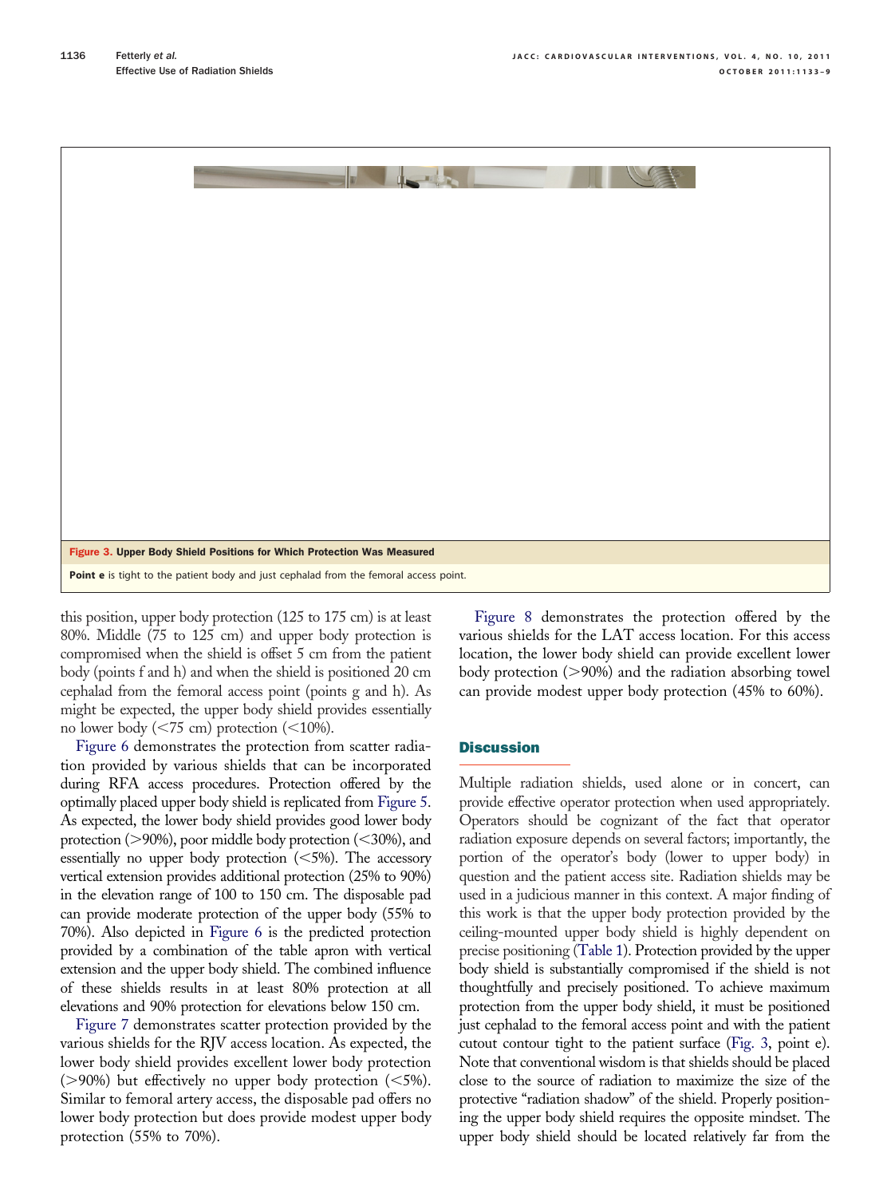Figure 3. Upper Body Shield Positions for Which Protection Was Measured

**Point e** is tight to the patient body and just cephalad from the femoral access point.

this position, upper body protection (125 to 175 cm) is at least 80%. Middle (75 to 125 cm) and upper body protection is compromised when the shield is offset 5 cm from the patient body (points f and h) and when the shield is positioned 20 cm cephalad from the femoral access point (points g and h). As might be expected, the upper body shield provides essentially no lower body (<75 cm) protection (<10%).

Figure 6 demonstrates the protection from scatter radiation provided by various shields that can be incorporated during RFA access procedures. Protection offered by the optimally placed upper body shield is replicated from Figure 5. As expected, the lower body shield provides good lower body protection (>90%), poor middle body protection (<30%), and essentially no upper body protection (<5%). The accessory vertical extension provides additional protection (25% to 90%) in the elevation range of 100 to 150 cm. The disposable pad can provide moderate protection of the upper body (55% to 70%). Also depicted in Figure 6 is the predicted protection provided by a combination of the table apron with vertical extension and the upper body shield. The combined influence of these shields results in at least 80% protection at all elevations and 90% protection for elevations below 150 cm.

Figure 7 demonstrates scatter protection provided by the various shields for the RJV access location. As expected, the lower body shield provides excellent lower body protection (>90%) but effectively no upper body protection (<5%). Similar to femoral artery access, the disposable pad offers no lower body protection but does provide modest upper body protection (55% to 70%).

Figure 8 demonstrates the protection offered by the various shields for the LAT access location. For this access location, the lower body shield can provide excellent lower body protection (>90%) and the radiation absorbing towel can provide modest upper body protection (45% to 60%).

## Discussion

Multiple radiation shields, used alone or in concert, can provide effective operator protection when used appropriately. Operators should be cognizant of the fact that operator radiation exposure depends on several factors; importantly, the portion of the operator's body (lower to upper body) in question and the patient access site. Radiation shields may be used in a judicious manner in this context. A major finding of this work is that the upper body protection provided by the ceiling-mounted upper body shield is highly dependent on precise positioning (Table 1). Protection provided by the upper body shield is substantially compromised if the shield is not thoughtfully and precisely positioned. To achieve maximum protection from the upper body shield, it must be positioned just cephalad to the femoral access point and with the patient cutout contour tight to the patient surface (Fig. 3, point e). Note that conventional wisdom is that shields should be placed close to the source of radiation to maximize the size of the protective "radiation shadow" of the shield. Properly positioning the upper body shield requires the opposite mindset. The upper body shield should be located relatively far from the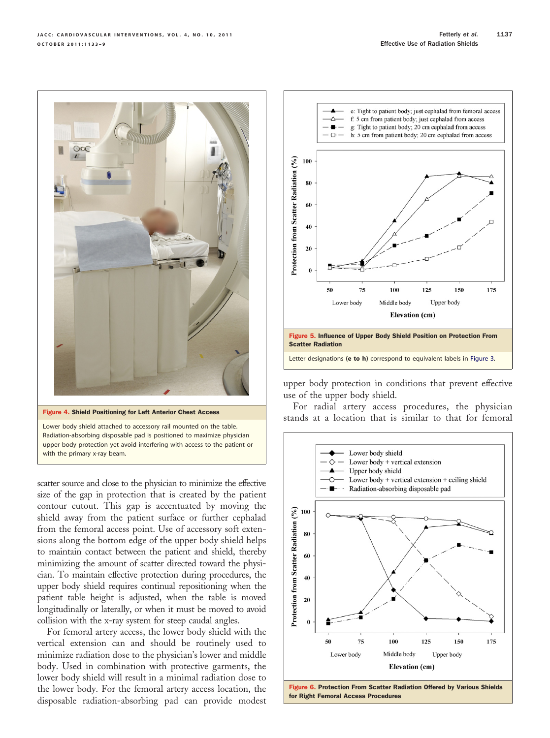**Figure 4. Shield Positioning for Left Anterior Chest Access**

Lower body shield attached to accessory rail mounted on the table. Radiation-absorbing disposable pad is positioned to maximize physician upper body protection yet avoid interfering with access to the patient or with the primary x-ray beam.

scatter source and close to the physician to minimize the effective size of the gap in protection that is created by the patient contour cutout. This gap is accentuated by moving the shield away from the patient surface or further cephalad from the femoral access point. Use of accessory soft extensions along the bottom edge of the upper body shield helps to maintain contact between the patient and shield, thereby minimizing the amount of scatter directed toward the physician. To maintain effective protection during procedures, the upper body shield requires continual repositioning when the patient table height is adjusted, when the table is moved longitudinally or laterally, or when it must be moved to avoid collision with the x-ray system for steep caudal angles.

For femoral artery access, the lower body shield with the vertical extension can and should be routinely used to minimize radiation dose to the physician's lower and middle body. Used in combination with protective garments, the lower body shield will result in a minimal radiation dose to the lower body. For the femoral artery access location, the disposable radiation-absorbing pad can provide modest upper body protection in conditions that prevent effective use of the upper body shield.

For radial artery access procedures, the physician stands at a location that is similar to that for femoral

e: Tight to patient body; just cephalad from femoral access
f: 5 cm from patient body; just cephalad from access
g: Tight to patient body; 20 cm cephalad from access
h: 5 cm from patient body; 20 cm cephalad from access

Protection from Scatter Radiation (%)
0
20
40
60
80
100

50
75
100
125
150
175
Lower body
Middle body
Upper body
Elevation (cm)

**Figure 5. Influence of Upper Body Shield Position on Protection From Scatter Radiation**

Letter designations **(e to h)** correspond to equivalent labels in Figure 3.

Lower body shield
Lower body + vertical extension
Upper body shield
Lower body + vertical extension + ceiling shield
Radiation-absorbing disposable pad

Protection from Scatter Radiation (%)
0
20
40
60
80
100

50
75
100
125
150
175
Lower body
Middle body
Upper body
Elevation (cm)

**Figure 6. Protection From Scatter Radiation Offered by Various Shields for Right Femoral Access Procedures**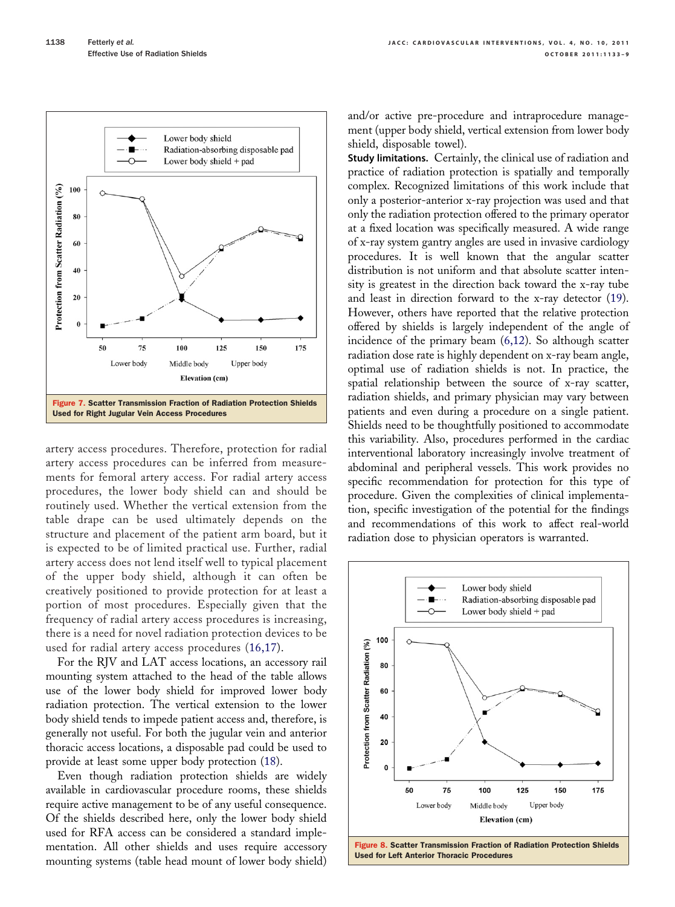Lower body shield
Radiation-absorbing disposable pad
Lower body shield + pad

Protection from Scatter Radiation (%)

100
80
60
40
20
0

50 75 100 125 150 175

Lower body Middle body Upper body

Elevation (cm)

**Figure 7. Scatter Transmission Fraction of Radiation Protection Shields Used for Right Jugular Vein Access Procedures**

artery access procedures. Therefore, protection for radial artery access procedures can be inferred from measurements for femoral artery access. For radial artery access procedures, the lower body shield can and should be routinely used. Whether the vertical extension from the table drape can be used ultimately depends on the structure and placement of the patient arm board, but it is expected to be of limited practical use. Further, radial artery access does not lend itself well to typical placement of the upper body shield, although it can often be creatively positioned to provide protection for at least a portion of most procedures. Especially given that the frequency of radial artery access procedures is increasing, there is a need for novel radiation protection devices to be used for radial artery access procedures (16,17).

For the RJV and LAT access locations, an accessory rail mounting system attached to the head of the table allows use of the lower body shield for improved lower body radiation protection. The vertical extension to the lower body shield tends to impede patient access and, therefore, is generally not useful. For both the jugular vein and anterior thoracic access locations, a disposable pad could be used to provide at least some upper body protection (18).

Even though radiation protection shields are widely available in cardiovascular procedure rooms, these shields require active management to be of any useful consequence. Of the shields described here, only the lower body shield used for RFA access can be considered a standard implementation. All other shields and uses require accessory mounting systems (table head mount of lower body shield) and/or active pre-procedure and intraprocedure management (upper body shield, vertical extension from lower body shield, disposable towel).

**Study limitations.** Certainly, the clinical use of radiation and practice of radiation protection is spatially and temporally complex. Recognized limitations of this work include that only a posterior-anterior x-ray projection was used and that only the radiation protection offered to the primary operator at a fixed location was specifically measured. A wide range of x-ray system gantry angles are used in invasive cardiology procedures. It is well known that the angular scatter distribution is not uniform and that absolute scatter intensity is greatest in the direction back toward the x-ray tube and least in direction forward to the x-ray detector (19). However, others have reported that the relative protection offered by shields is largely independent of the angle of incidence of the primary beam (6,12). So although scatter radiation dose rate is highly dependent on x-ray beam angle, optimal use of radiation shields is not. In practice, the spatial relationship between the source of x-ray scatter, radiation shields, and primary physician may vary between patients and even during a procedure on a single patient. Shields need to be thoughtfully positioned to accommodate this variability. Also, procedures performed in the cardiac interventional laboratory increasingly involve treatment of abdominal and peripheral vessels. This work provides no specific recommendation for protection for this type of procedure. Given the complexities of clinical implementation, specific investigation of the potential for the findings and recommendations of this work to affect real-world radiation dose to physician operators is warranted.

Lower body shield
Radiation-absorbing disposable pad
Lower body shield + pad

Protection from Scatter Radiation (%)

100
80
60
40
20
0

50 75 100 125 150 175

Lower body Middle body Upper body

Elevation (cm)

**Figure 8. Scatter Transmission Fraction of Radiation Protection Shields Used for Left Anterior Thoracic Procedures**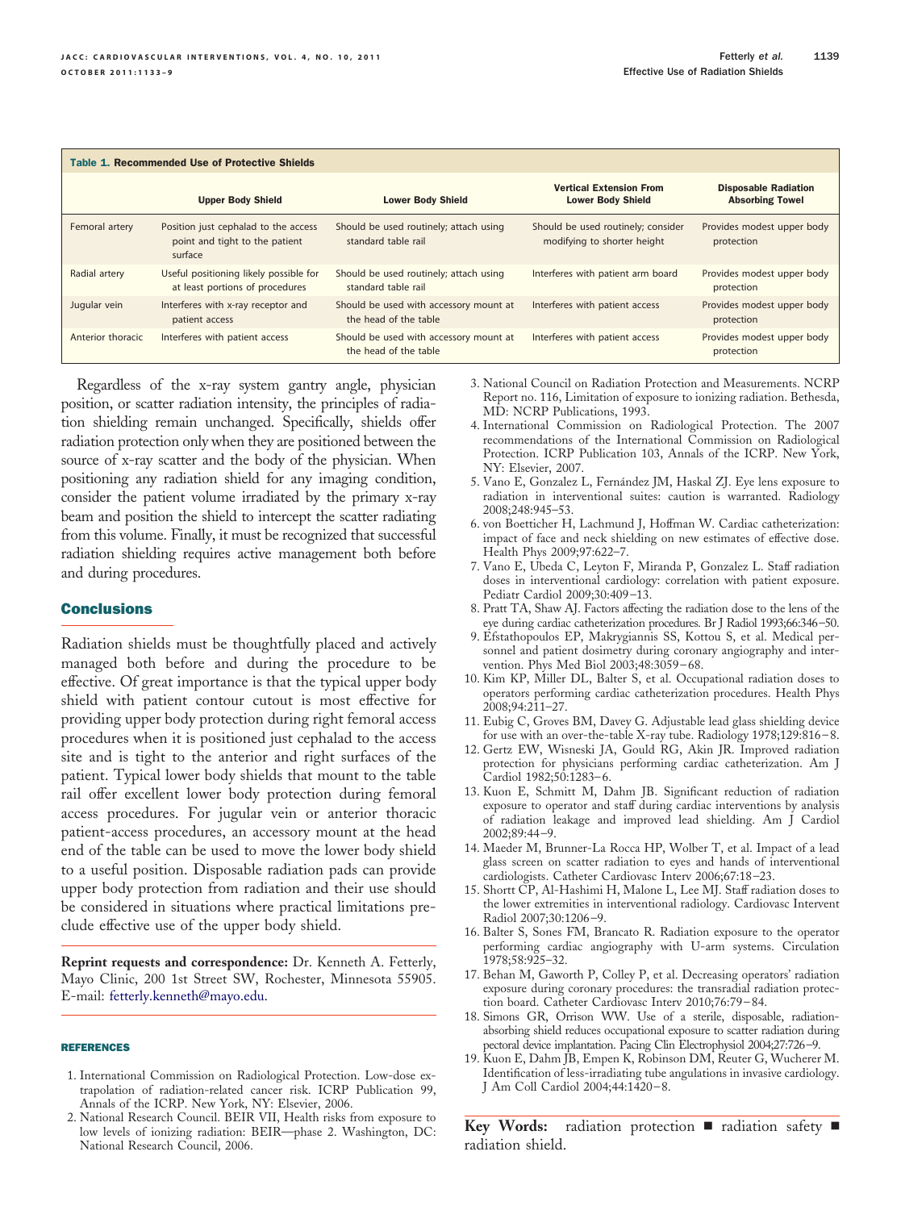**Table 1. Recommended Use of Protective Shields**

| | Upper Body Shield | Lower Body Shield | Vertical Extension From Lower Body Shield | Disposable Radiation Absorbing Towel |
|---|---|---|---|---|
| Femoral artery | Position just cephalad to the access point and tight to the patient surface | Should be used routinely; attach using standard table rail | Should be used routinely; consider modifying to shorter height | Provides modest upper body protection |
| Radial artery | Useful positioning likely possible for at least portions of procedures | Should be used routinely; attach using standard table rail | Interferes with patient arm board | Provides modest upper body protection |
| Jugular vein | Interferes with x-ray receptor and patient access | Should be used with accessory mount at the head of the table | Interferes with patient access | Provides modest upper body protection |
| Anterior thoracic | Interferes with patient access | Should be used with accessory mount at the head of the table | Interferes with patient access | Provides modest upper body protection |

Regardless of the x-ray system gantry angle, physician position, or scatter radiation intensity, the principles of radiation shielding remain unchanged. Specifically, shields offer radiation protection only when they are positioned between the source of x-ray scatter and the body of the physician. When positioning any radiation shield for any imaging condition, consider the patient volume irradiated by the primary x-ray beam and position the shield to intercept the scatter radiating from this volume. Finally, it must be recognized that successful radiation shielding requires active management both before and during procedures.

## Conclusions

Radiation shields must be thoughtfully placed and actively managed both before and during the procedure to be effective. Of great importance is that the typical upper body shield with patient contour cutout is most effective for providing upper body protection during right femoral access procedures when it is positioned just cephalad to the access site and is tight to the anterior and right surfaces of the patient. Typical lower body shields that mount to the table rail offer excellent lower body protection during femoral access procedures. For jugular vein or anterior thoracic patient-access procedures, an accessory mount at the head end of the table can be used to move the lower body shield to a useful position. Disposable radiation pads can provide upper body protection from radiation and their use should be considered in situations where practical limitations preclude effective use of the upper body shield.

**Reprint requests and correspondence:** Dr. Kenneth A. Fetterly, Mayo Clinic, 200 1st Street SW, Rochester, Minnesota 55905. E-mail: fetterly.kenneth@mayo.edu.

### REFERENCES

1. International Commission on Radiological Protection. Low-dose extrapolation of radiation-related cancer risk. ICRP Publication 99, Annals of the ICRP. New York, NY: Elsevier, 2006.
2. National Research Council. BEIR VII, Health risks from exposure to low levels of ionizing radiation: BEIR—phase 2. Washington, DC: National Research Council, 2006.
3. National Council on Radiation Protection and Measurements. NCRP Report no. 116, Limitation of exposure to ionizing radiation. Bethesda, MD: NCRP Publications, 1993.
4. International Commission on Radiological Protection. The 2007 recommendations of the International Commission on Radiological Protection. ICRP Publication 103, Annals of the ICRP. New York, NY: Elsevier, 2007.
5. Vano E, Gonzalez L, Fernández JM, Haskal ZJ. Eye lens exposure to radiation in interventional suites: caution is warranted. Radiology 2008;248:945–53.
6. von Boetticher H, Lachmund J, Hoffman W. Cardiac catheterization: impact of face and neck shielding on new estimates of effective dose. Health Phys 2009;97:622–7.
7. Vano E, Ubeda C, Leyton F, Miranda P, Gonzalez L. Staff radiation doses in interventional cardiology: correlation with patient exposure. Pediatr Cardiol 2009;30:409–13.
8. Pratt TA, Shaw AJ. Factors affecting the radiation dose to the lens of the eye during cardiac catheterization procedures. Br J Radiol 1993;66:346–50.
9. Efstathopoulos EP, Makrygiannis SS, Kottou S, et al. Medical personnel and patient dosimetry during coronary angiography and intervention. Phys Med Biol 2003;48:3059–68.
10. Kim KP, Miller DL, Balter S, et al. Occupational radiation doses to operators performing cardiac catheterization procedures. Health Phys 2008;94:211–27.
11. Eubig C, Groves BM, Davey G. Adjustable lead glass shielding device for use with an over-the-table X-ray tube. Radiology 1978;129:816–8.
12. Gertz EW, Wisneski JA, Gould RG, Akin JR. Improved radiation protection for physicians performing cardiac catheterization. Am J Cardiol 1982;50:1283–6.
13. Kuon E, Schmitt M, Dahm JB. Significant reduction of radiation exposure to operator and staff during cardiac interventions by analysis of radiation leakage and improved lead shielding. Am J Cardiol 2002;89:44–9.
14. Maeder M, Brunner-La Rocca HP, Wolber T, et al. Impact of a lead glass screen on scatter radiation to eyes and hands of interventional cardiologists. Catheter Cardiovasc Interv 2006;67:18–23.
15. Shortt CP, Al-Hashimi H, Malone L, Lee MJ. Staff radiation doses to the lower extremities in interventional radiology. Cardiovasc Intervent Radiol 2007;30:1206–9.
16. Balter S, Sones FM, Brancato R. Radiation exposure to the operator performing cardiac angiography with U-arm systems. Circulation 1978;58:925–32.
17. Behan M, Gaworth P, Colley P, et al. Decreasing operators' radiation exposure during coronary procedures: the transradial radiation protection board. Catheter Cardiovasc Interv 2010;76:79–84.
18. Simons GR, Orrison WW. Use of a sterile, disposable, radiation-absorbing shield reduces occupational exposure to scatter radiation during pectoral device implantation. Pacing Clin Electrophysiol 2004;27:726–9.
19. Kuon E, Dahm JB, Empen K, Robinson DM, Reuter G, Wucherer M. Identification of less-irradiating tube angulations in invasive cardiology. J Am Coll Cardiol 2004;44:1420–8.

**Key Words:** radiation protection ■ radiation safety ■ radiation shield.